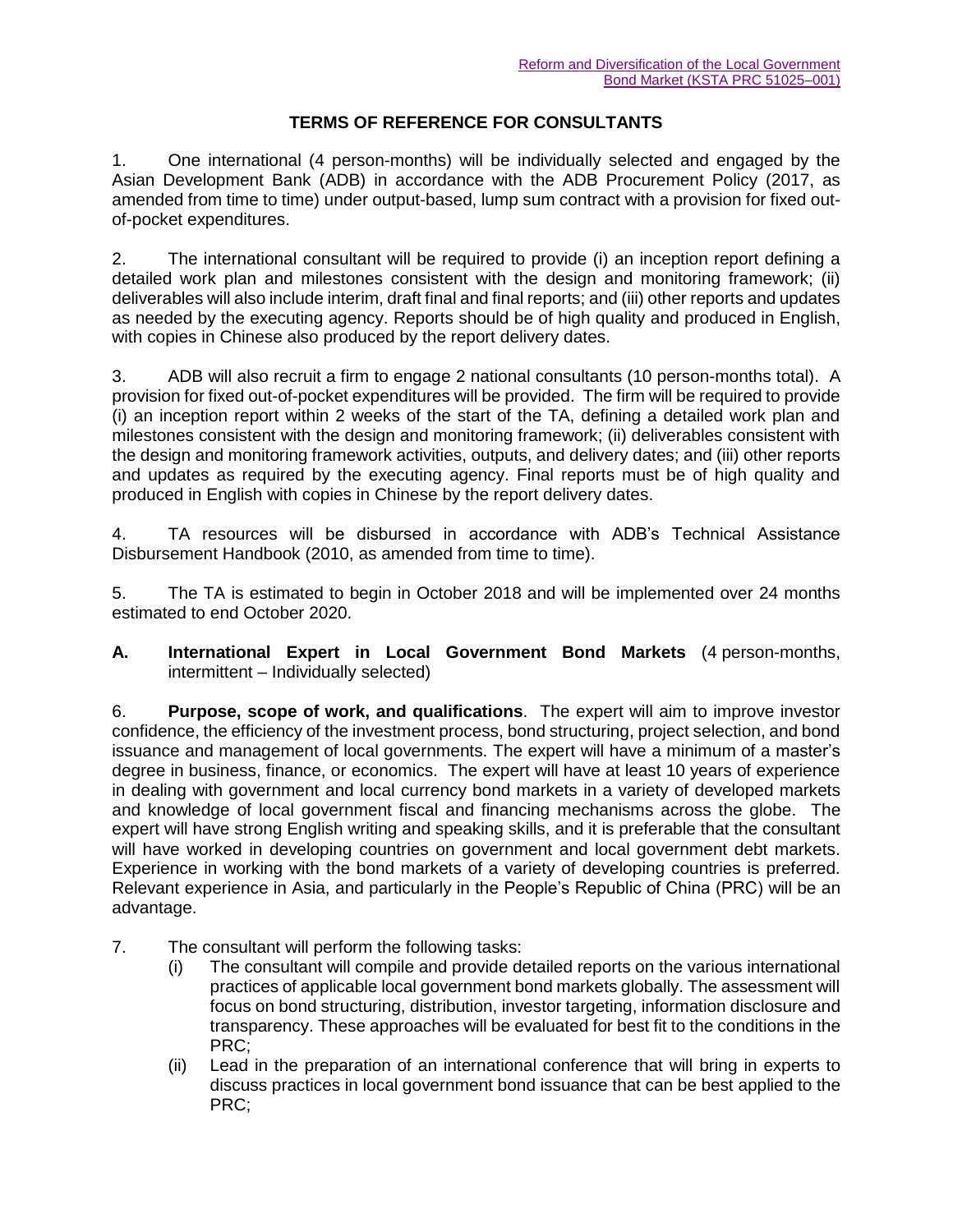Reform and Diversification of the Local Government Bond Market (KSTA PRC 51025–001)

# TERMS OF REFERENCE FOR CONSULTANTS

1. One international (4 person-months) will be individually selected and engaged by the Asian Development Bank (ADB) in accordance with the ADB Procurement Policy (2017, as amended from time to time) under output-based, lump sum contract with a provision for fixed out-of-pocket expenditures.

2. The international consultant will be required to provide (i) an inception report defining a detailed work plan and milestones consistent with the design and monitoring framework; (ii) deliverables will also include interim, draft final and final reports; and (iii) other reports and updates as needed by the executing agency. Reports should be of high quality and produced in English, with copies in Chinese also produced by the report delivery dates.

3. ADB will also recruit a firm to engage 2 national consultants (10 person-months total). A provision for fixed out-of-pocket expenditures will be provided. The firm will be required to provide (i) an inception report within 2 weeks of the start of the TA, defining a detailed work plan and milestones consistent with the design and monitoring framework; (ii) deliverables consistent with the design and monitoring framework activities, outputs, and delivery dates; and (iii) other reports and updates as required by the executing agency. Final reports must be of high quality and produced in English with copies in Chinese by the report delivery dates.

4. TA resources will be disbursed in accordance with ADB's Technical Assistance Disbursement Handbook (2010, as amended from time to time).

5. The TA is estimated to begin in October 2018 and will be implemented over 24 months estimated to end October 2020.

## A. International Expert in Local Government Bond Markets (4 person-months, intermittent – Individually selected)

6. **Purpose, scope of work, and qualifications**. The expert will aim to improve investor confidence, the efficiency of the investment process, bond structuring, project selection, and bond issuance and management of local governments. The expert will have a minimum of a master's degree in business, finance, or economics. The expert will have at least 10 years of experience in dealing with government and local currency bond markets in a variety of developed markets and knowledge of local government fiscal and financing mechanisms across the globe. The expert will have strong English writing and speaking skills, and it is preferable that the consultant will have worked in developing countries on government and local government debt markets. Experience in working with the bond markets of a variety of developing countries is preferred. Relevant experience in Asia, and particularly in the People's Republic of China (PRC) will be an advantage.

7. The consultant will perform the following tasks:
   - (i) The consultant will compile and provide detailed reports on the various international practices of applicable local government bond markets globally. The assessment will focus on bond structuring, distribution, investor targeting, information disclosure and transparency. These approaches will be evaluated for best fit to the conditions in the PRC;
   - (ii) Lead in the preparation of an international conference that will bring in experts to discuss practices in local government bond issuance that can be best applied to the PRC;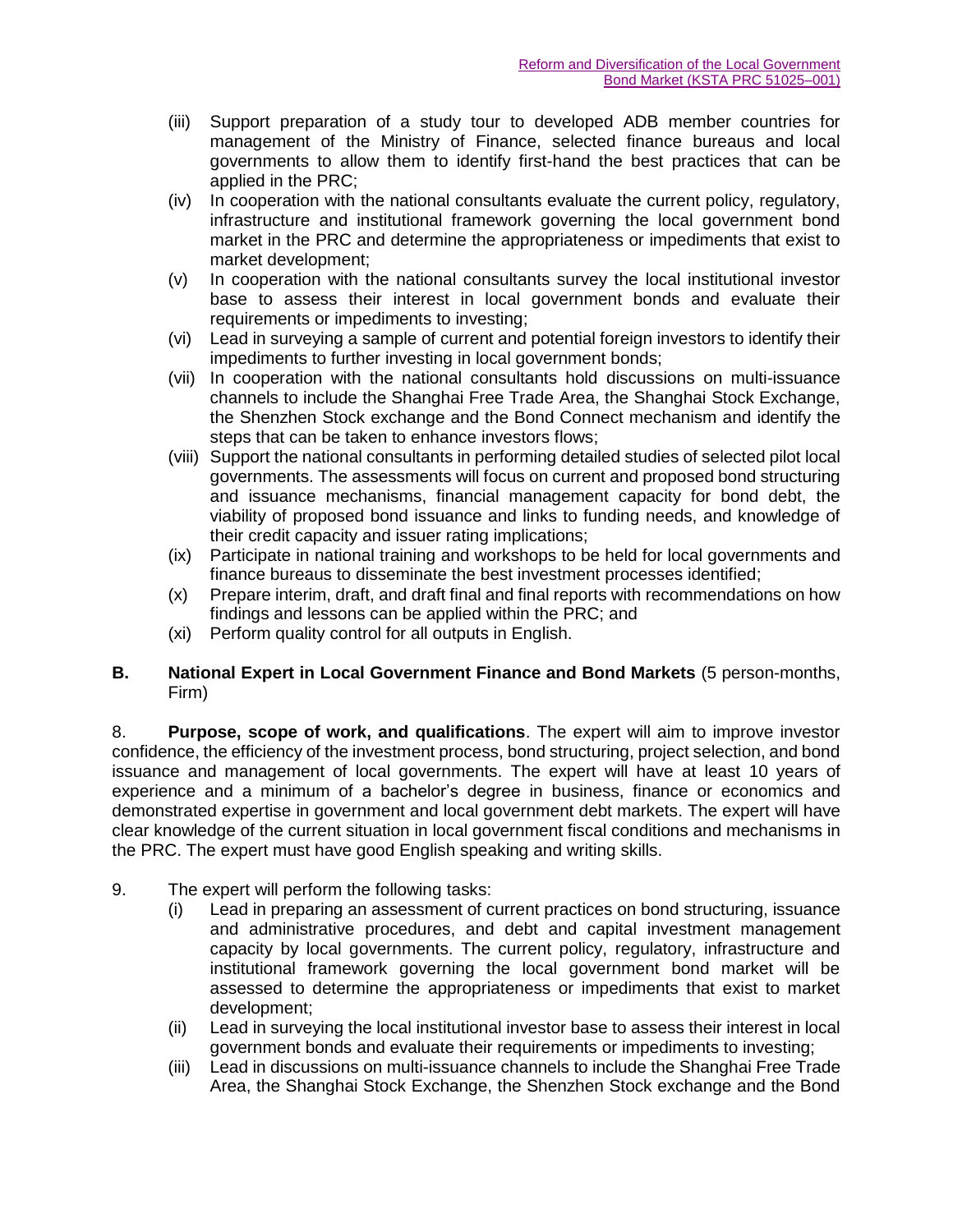(iii) Support preparation of a study tour to developed ADB member countries for management of the Ministry of Finance, selected finance bureaus and local governments to allow them to identify first-hand the best practices that can be applied in the PRC;

(iv) In cooperation with the national consultants evaluate the current policy, regulatory, infrastructure and institutional framework governing the local government bond market in the PRC and determine the appropriateness or impediments that exist to market development;

(v) In cooperation with the national consultants survey the local institutional investor base to assess their interest in local government bonds and evaluate their requirements or impediments to investing;

(vi) Lead in surveying a sample of current and potential foreign investors to identify their impediments to further investing in local government bonds;

(vii) In cooperation with the national consultants hold discussions on multi-issuance channels to include the Shanghai Free Trade Area, the Shanghai Stock Exchange, the Shenzhen Stock exchange and the Bond Connect mechanism and identify the steps that can be taken to enhance investors flows;

(viii) Support the national consultants in performing detailed studies of selected pilot local governments. The assessments will focus on current and proposed bond structuring and issuance mechanisms, financial management capacity for bond debt, the viability of proposed bond issuance and links to funding needs, and knowledge of their credit capacity and issuer rating implications;

(ix) Participate in national training and workshops to be held for local governments and finance bureaus to disseminate the best investment processes identified;

(x) Prepare interim, draft, and draft final and final reports with recommendations on how findings and lessons can be applied within the PRC; and

(xi) Perform quality control for all outputs in English.

### B. National Expert in Local Government Finance and Bond Markets (5 person-months, Firm)

8. **Purpose, scope of work, and qualifications**. The expert will aim to improve investor confidence, the efficiency of the investment process, bond structuring, project selection, and bond issuance and management of local governments. The expert will have at least 10 years of experience and a minimum of a bachelor's degree in business, finance or economics and demonstrated expertise in government and local government debt markets. The expert will have clear knowledge of the current situation in local government fiscal conditions and mechanisms in the PRC. The expert must have good English speaking and writing skills.

9. The expert will perform the following tasks:

(i) Lead in preparing an assessment of current practices on bond structuring, issuance and administrative procedures, and debt and capital investment management capacity by local governments. The current policy, regulatory, infrastructure and institutional framework governing the local government bond market will be assessed to determine the appropriateness or impediments that exist to market development;

(ii) Lead in surveying the local institutional investor base to assess their interest in local government bonds and evaluate their requirements or impediments to investing;

(iii) Lead in discussions on multi-issuance channels to include the Shanghai Free Trade Area, the Shanghai Stock Exchange, the Shenzhen Stock exchange and the Bond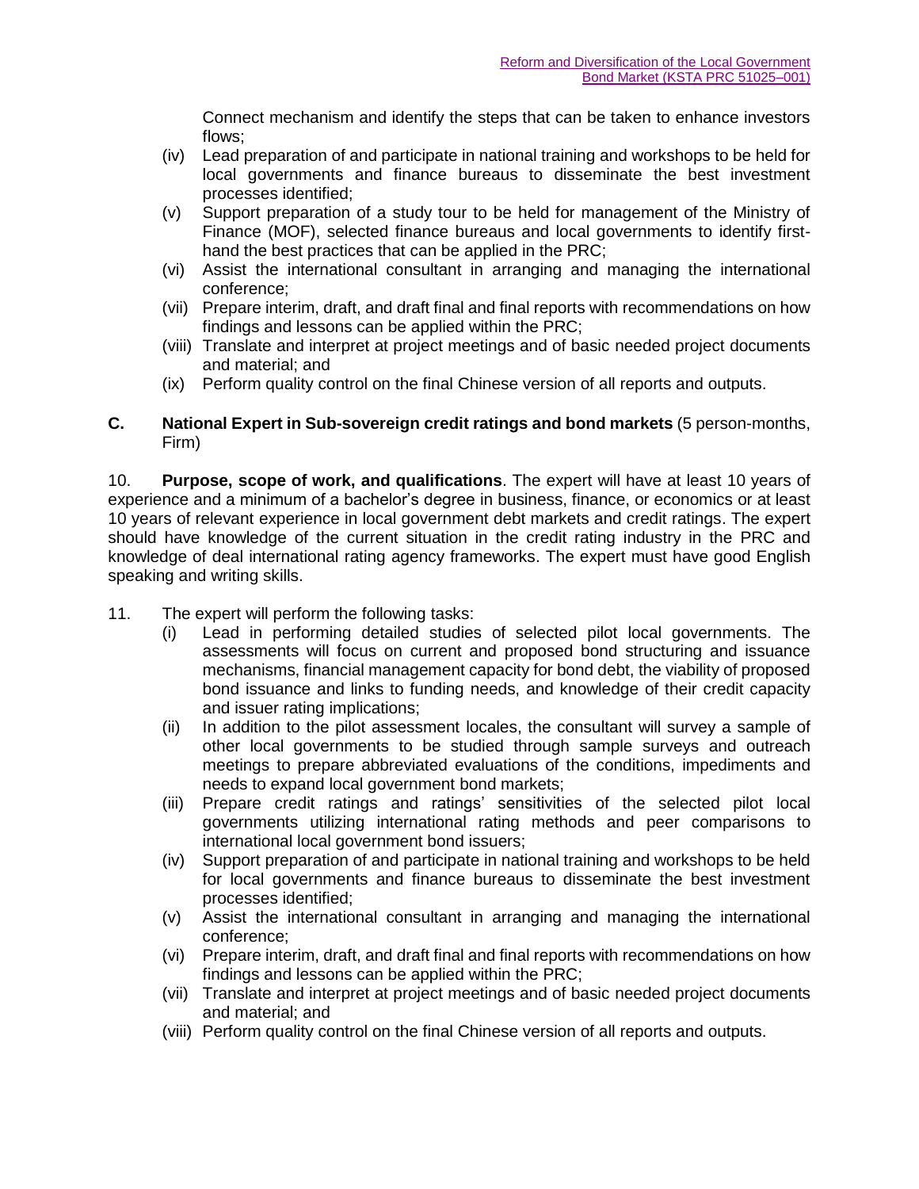Connect mechanism and identify the steps that can be taken to enhance investors flows;

(iv) Lead preparation of and participate in national training and workshops to be held for local governments and finance bureaus to disseminate the best investment processes identified;
(v) Support preparation of a study tour to be held for management of the Ministry of Finance (MOF), selected finance bureaus and local governments to identify first-hand the best practices that can be applied in the PRC;
(vi) Assist the international consultant in arranging and managing the international conference;
(vii) Prepare interim, draft, and draft final and final reports with recommendations on how findings and lessons can be applied within the PRC;
(viii) Translate and interpret at project meetings and of basic needed project documents and material; and
(ix) Perform quality control on the final Chinese version of all reports and outputs.

**C. National Expert in Sub-sovereign credit ratings and bond markets** (5 person-months, Firm)

10. **Purpose, scope of work, and qualifications**. The expert will have at least 10 years of experience and a minimum of a bachelor's degree in business, finance, or economics or at least 10 years of relevant experience in local government debt markets and credit ratings. The expert should have knowledge of the current situation in the credit rating industry in the PRC and knowledge of deal international rating agency frameworks. The expert must have good English speaking and writing skills.

11. The expert will perform the following tasks:

(i) Lead in performing detailed studies of selected pilot local governments. The assessments will focus on current and proposed bond structuring and issuance mechanisms, financial management capacity for bond debt, the viability of proposed bond issuance and links to funding needs, and knowledge of their credit capacity and issuer rating implications;
(ii) In addition to the pilot assessment locales, the consultant will survey a sample of other local governments to be studied through sample surveys and outreach meetings to prepare abbreviated evaluations of the conditions, impediments and needs to expand local government bond markets;
(iii) Prepare credit ratings and ratings' sensitivities of the selected pilot local governments utilizing international rating methods and peer comparisons to international local government bond issuers;
(iv) Support preparation of and participate in national training and workshops to be held for local governments and finance bureaus to disseminate the best investment processes identified;
(v) Assist the international consultant in arranging and managing the international conference;
(vi) Prepare interim, draft, and draft final and final reports with recommendations on how findings and lessons can be applied within the PRC;
(vii) Translate and interpret at project meetings and of basic needed project documents and material; and
(viii) Perform quality control on the final Chinese version of all reports and outputs.